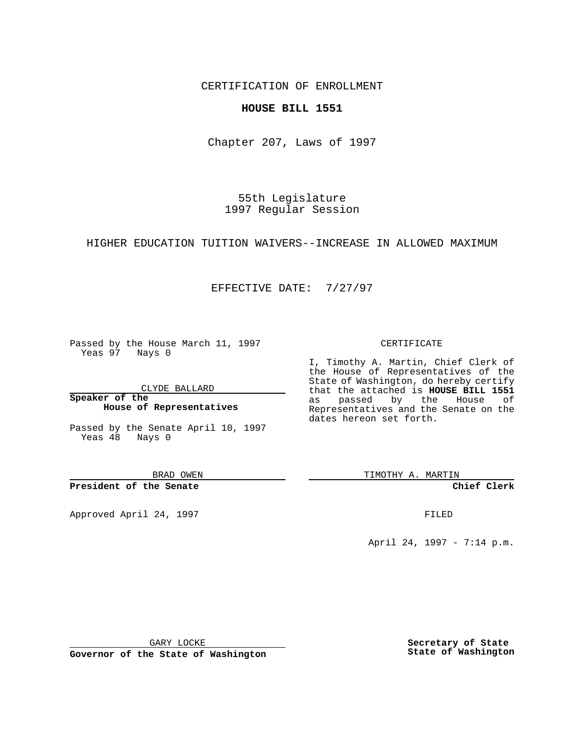CERTIFICATION OF ENROLLMENT

**HOUSE BILL 1551**

Chapter 207, Laws of 1997

55th Legislature
1997 Regular Session

HIGHER EDUCATION TUITION WAIVERS--INCREASE IN ALLOWED MAXIMUM

EFFECTIVE DATE: 7/27/97

Passed by the House March 11, 1997
Yeas 97 Nays 0

CLYDE BALLARD

**Speaker of the House of Representatives**

Passed by the Senate April 10, 1997
Yeas 48 Nays 0

BRAD OWEN

**President of the Senate**

Approved April 24, 1997

GARY LOCKE

**Governor of the State of Washington**

CERTIFICATE

I, Timothy A. Martin, Chief Clerk of the House of Representatives of the State of Washington, do hereby certify that the attached is **HOUSE BILL 1551** as passed by the House of Representatives and the Senate on the dates hereon set forth.

TIMOTHY A. MARTIN

**Chief Clerk**

FILED

April 24, 1997 - 7:14 p.m.

**Secretary of State**
**State of Washington**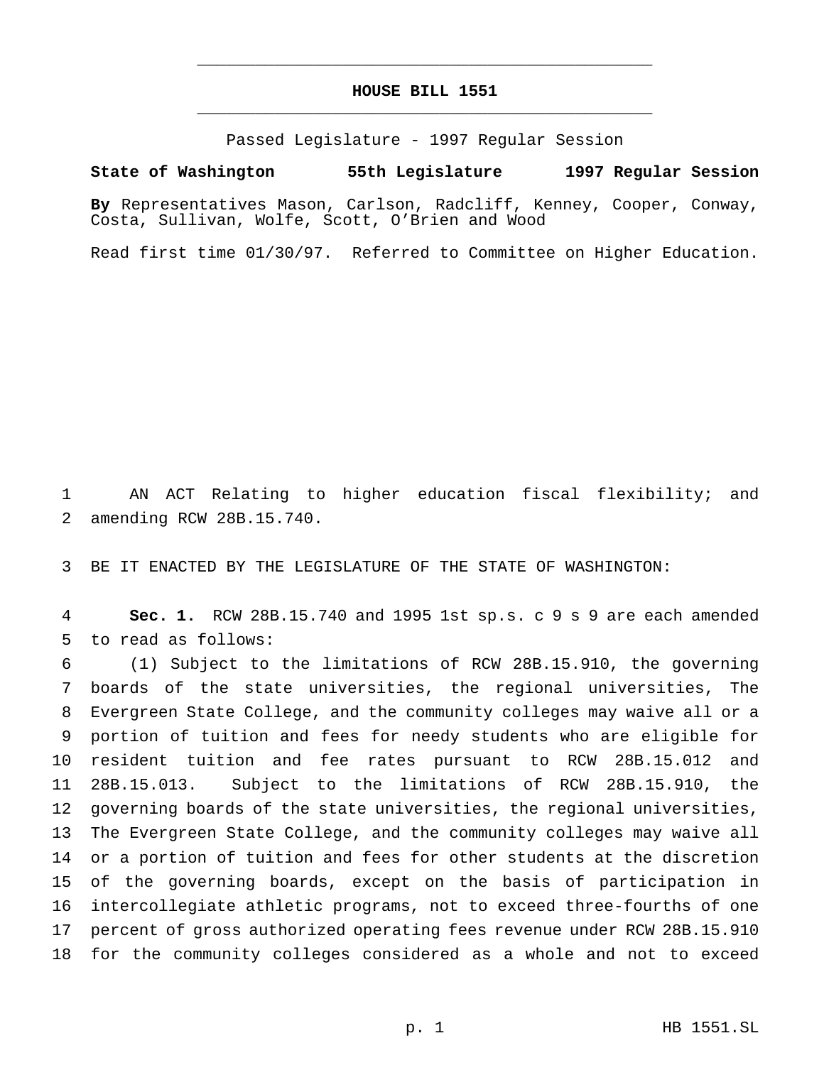# HOUSE BILL 1551

Passed Legislature - 1997 Regular Session

**State of Washington 55th Legislature 1997 Regular Session**

**By** Representatives Mason, Carlson, Radcliff, Kenney, Cooper, Conway, Costa, Sullivan, Wolfe, Scott, O'Brien and Wood

Read first time 01/30/97. Referred to Committee on Higher Education.

AN ACT Relating to higher education fiscal flexibility; and amending RCW 28B.15.740.

BE IT ENACTED BY THE LEGISLATURE OF THE STATE OF WASHINGTON:

**Sec. 1.** RCW 28B.15.740 and 1995 1st sp.s. c 9 s 9 are each amended to read as follows:

(1) Subject to the limitations of RCW 28B.15.910, the governing boards of the state universities, the regional universities, The Evergreen State College, and the community colleges may waive all or a portion of tuition and fees for needy students who are eligible for resident tuition and fee rates pursuant to RCW 28B.15.012 and 28B.15.013. Subject to the limitations of RCW 28B.15.910, the governing boards of the state universities, the regional universities, The Evergreen State College, and the community colleges may waive all or a portion of tuition and fees for other students at the discretion of the governing boards, except on the basis of participation in intercollegiate athletic programs, not to exceed three-fourths of one percent of gross authorized operating fees revenue under RCW 28B.15.910 for the community colleges considered as a whole and not to exceed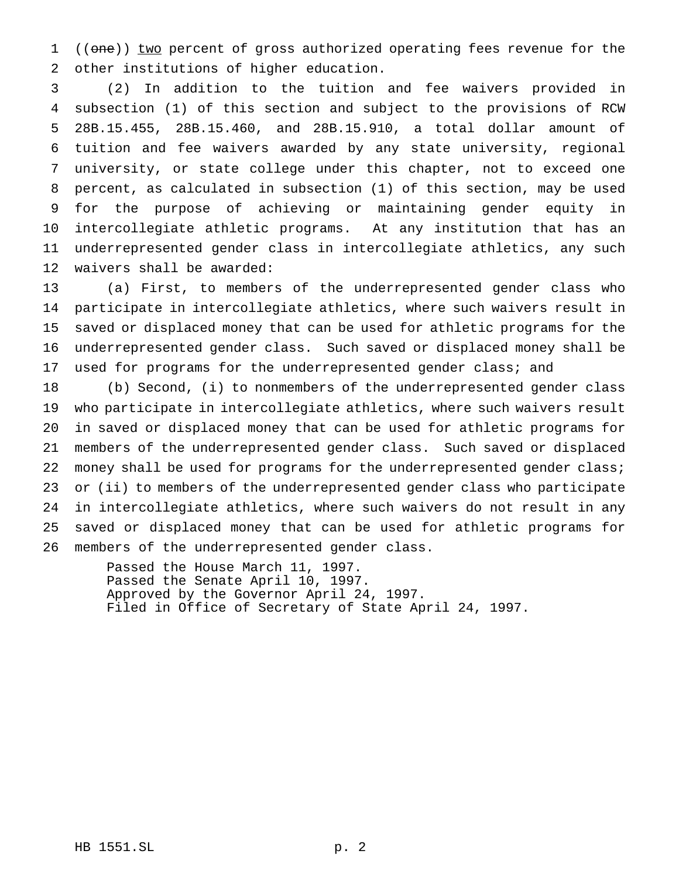((~~one~~)) <u>two</u> percent of gross authorized operating fees revenue for the other institutions of higher education.

(2) In addition to the tuition and fee waivers provided in subsection (1) of this section and subject to the provisions of RCW 28B.15.455, 28B.15.460, and 28B.15.910, a total dollar amount of tuition and fee waivers awarded by any state university, regional university, or state college under this chapter, not to exceed one percent, as calculated in subsection (1) of this section, may be used for the purpose of achieving or maintaining gender equity in intercollegiate athletic programs. At any institution that has an underrepresented gender class in intercollegiate athletics, any such waivers shall be awarded:

(a) First, to members of the underrepresented gender class who participate in intercollegiate athletics, where such waivers result in saved or displaced money that can be used for athletic programs for the underrepresented gender class. Such saved or displaced money shall be used for programs for the underrepresented gender class; and

(b) Second, (i) to nonmembers of the underrepresented gender class who participate in intercollegiate athletics, where such waivers result in saved or displaced money that can be used for athletic programs for members of the underrepresented gender class. Such saved or displaced money shall be used for programs for the underrepresented gender class; or (ii) to members of the underrepresented gender class who participate in intercollegiate athletics, where such waivers do not result in any saved or displaced money that can be used for athletic programs for members of the underrepresented gender class.

Passed the House March 11, 1997.
Passed the Senate April 10, 1997.
Approved by the Governor April 24, 1997.
Filed in Office of Secretary of State April 24, 1997.